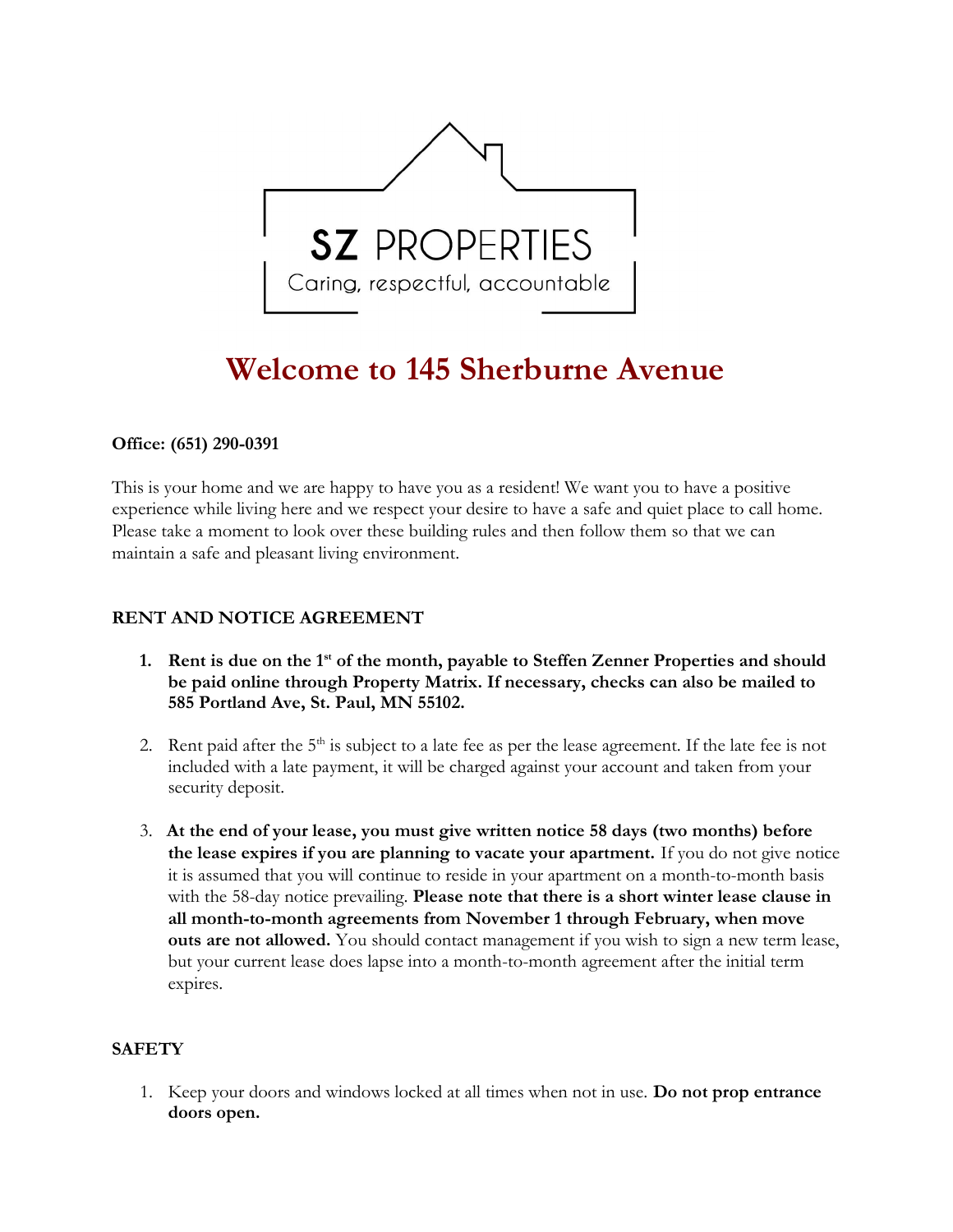SZ PROPERTIES

Caring, respectful, accountable

# Welcome to 145 Sherburne Avenue

**Office: (651) 290-0391**

This is your home and we are happy to have you as a resident! We want you to have a positive experience while living here and we respect your desire to have a safe and quiet place to call home. Please take a moment to look over these building rules and then follow them so that we can maintain a safe and pleasant living environment.

## RENT AND NOTICE AGREEMENT

1. **Rent is due on the 1st of the month, payable to Steffen Zenner Properties and should be paid online through Property Matrix. If necessary, checks can also be mailed to 585 Portland Ave, St. Paul, MN 55102.**

2. Rent paid after the 5th is subject to a late fee as per the lease agreement. If the late fee is not included with a late payment, it will be charged against your account and taken from your security deposit.

3. **At the end of your lease, you must give written notice 58 days (two months) before the lease expires if you are planning to vacate your apartment.** If you do not give notice it is assumed that you will continue to reside in your apartment on a month-to-month basis with the 58-day notice prevailing. **Please note that there is a short winter lease clause in all month-to-month agreements from November 1 through February, when move outs are not allowed.** You should contact management if you wish to sign a new term lease, but your current lease does lapse into a month-to-month agreement after the initial term expires.

## SAFETY

1. Keep your doors and windows locked at all times when not in use. **Do not prop entrance doors open.**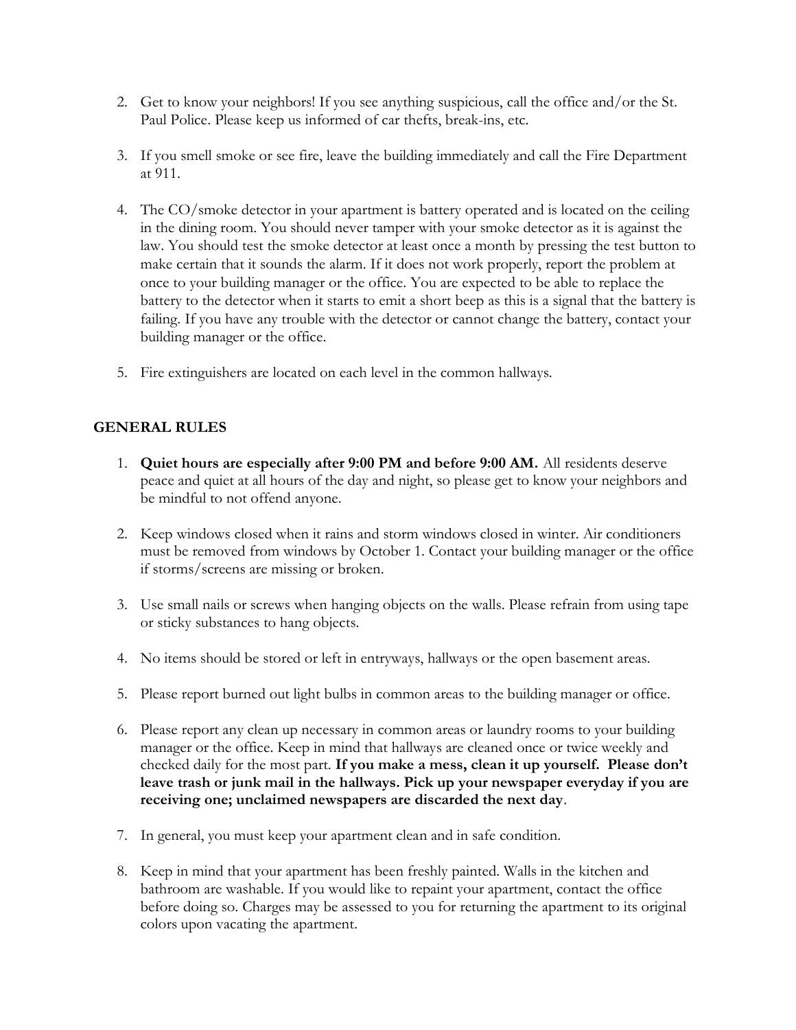2. Get to know your neighbors! If you see anything suspicious, call the office and/or the St. Paul Police. Please keep us informed of car thefts, break-ins, etc.

3. If you smell smoke or see fire, leave the building immediately and call the Fire Department at 911.

4. The CO/smoke detector in your apartment is battery operated and is located on the ceiling in the dining room. You should never tamper with your smoke detector as it is against the law. You should test the smoke detector at least once a month by pressing the test button to make certain that it sounds the alarm. If it does not work properly, report the problem at once to your building manager or the office. You are expected to be able to replace the battery to the detector when it starts to emit a short beep as this is a signal that the battery is failing. If you have any trouble with the detector or cannot change the battery, contact your building manager or the office.

5. Fire extinguishers are located on each level in the common hallways.

## GENERAL RULES

1. **Quiet hours are especially after 9:00 PM and before 9:00 AM.** All residents deserve peace and quiet at all hours of the day and night, so please get to know your neighbors and be mindful to not offend anyone.

2. Keep windows closed when it rains and storm windows closed in winter. Air conditioners must be removed from windows by October 1. Contact your building manager or the office if storms/screens are missing or broken.

3. Use small nails or screws when hanging objects on the walls. Please refrain from using tape or sticky substances to hang objects.

4. No items should be stored or left in entryways, hallways or the open basement areas.

5. Please report burned out light bulbs in common areas to the building manager or office.

6. Please report any clean up necessary in common areas or laundry rooms to your building manager or the office. Keep in mind that hallways are cleaned once or twice weekly and checked daily for the most part. **If you make a mess, clean it up yourself. Please don't leave trash or junk mail in the hallways. Pick up your newspaper everyday if you are receiving one; unclaimed newspapers are discarded the next day**.

7. In general, you must keep your apartment clean and in safe condition.

8. Keep in mind that your apartment has been freshly painted. Walls in the kitchen and bathroom are washable. If you would like to repaint your apartment, contact the office before doing so. Charges may be assessed to you for returning the apartment to its original colors upon vacating the apartment.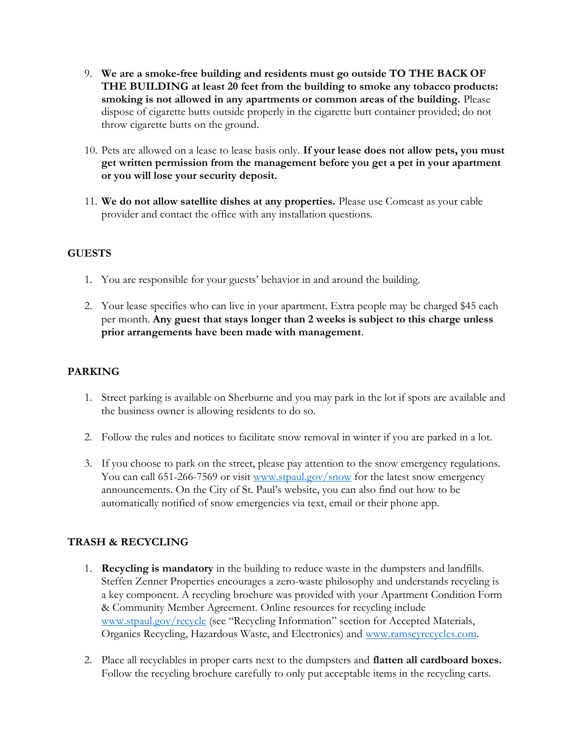9. **We are a smoke-free building and residents must go outside TO THE BACK OF THE BUILDING at least 20 feet from the building to smoke any tobacco products: smoking is not allowed in any apartments or common areas of the building.** Please dispose of cigarette butts outside properly in the cigarette butt container provided; do not throw cigarette butts on the ground.

10. Pets are allowed on a lease to lease basis only. **If your lease does not allow pets, you must get written permission from the management before you get a pet in your apartment or you will lose your security deposit.**

11. **We do not allow satellite dishes at any properties.** Please use Comcast as your cable provider and contact the office with any installation questions.

## GUESTS

1. You are responsible for your guests' behavior in and around the building.

2. Your lease specifies who can live in your apartment. Extra people may be charged $45 each per month. **Any guest that stays longer than 2 weeks is subject to this charge unless prior arrangements have been made with management**.

## PARKING

1. Street parking is available on Sherburne and you may park in the lot if spots are available and the business owner is allowing residents to do so.

2. Follow the rules and notices to facilitate snow removal in winter if you are parked in a lot.

3. If you choose to park on the street, please pay attention to the snow emergency regulations. You can call 651-266-7569 or visit [www.stpaul.gov/snow](http://www.stpaul.gov/snow) for the latest snow emergency announcements. On the City of St. Paul's website, you can also find out how to be automatically notified of snow emergencies via text, email or their phone app.

## TRASH & RECYCLING

1. **Recycling is mandatory** in the building to reduce waste in the dumpsters and landfills. Steffen Zenner Properties encourages a zero-waste philosophy and understands recycling is a key component. A recycling brochure was provided with your Apartment Condition Form & Community Member Agreement. Online resources for recycling include [www.stpaul.gov/recycle](http://www.stpaul.gov/recycle) (see "Recycling Information" section for Accepted Materials, Organics Recycling, Hazardous Waste, and Electronics) and [www.ramseyrecycles.com](http://www.ramseyrecycles.com).

2. Place all recyclables in proper carts next to the dumpsters and **flatten all cardboard boxes.** Follow the recycling brochure carefully to only put acceptable items in the recycling carts.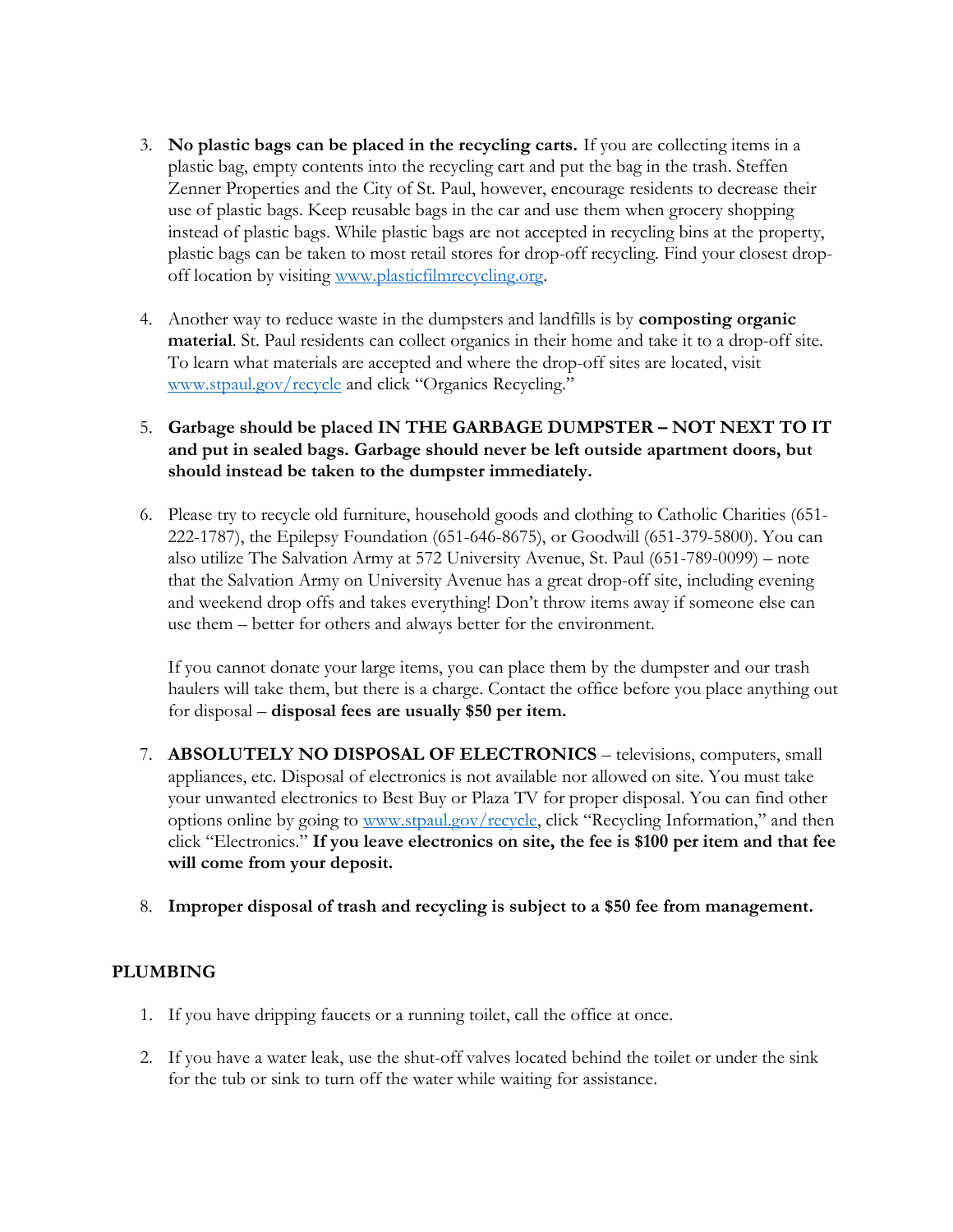3. **No plastic bags can be placed in the recycling carts.** If you are collecting items in a plastic bag, empty contents into the recycling cart and put the bag in the trash. Steffen Zenner Properties and the City of St. Paul, however, encourage residents to decrease their use of plastic bags. Keep reusable bags in the car and use them when grocery shopping instead of plastic bags. While plastic bags are not accepted in recycling bins at the property, plastic bags can be taken to most retail stores for drop-off recycling. Find your closest drop-off location by visiting [www.plasticfilmrecycling.org](www.plasticfilmrecycling.org).

4. Another way to reduce waste in the dumpsters and landfills is by **composting organic material**. St. Paul residents can collect organics in their home and take it to a drop-off site. To learn what materials are accepted and where the drop-off sites are located, visit [www.stpaul.gov/recycle](www.stpaul.gov/recycle) and click "Organics Recycling."

5. **Garbage should be placed IN THE GARBAGE DUMPSTER – NOT NEXT TO IT and put in sealed bags. Garbage should never be left outside apartment doors, but should instead be taken to the dumpster immediately.**

6. Please try to recycle old furniture, household goods and clothing to Catholic Charities (651-222-1787), the Epilepsy Foundation (651-646-8675), or Goodwill (651-379-5800). You can also utilize The Salvation Army at 572 University Avenue, St. Paul (651-789-0099) – note that the Salvation Army on University Avenue has a great drop-off site, including evening and weekend drop offs and takes everything! Don't throw items away if someone else can use them – better for others and always better for the environment.

   If you cannot donate your large items, you can place them by the dumpster and our trash haulers will take them, but there is a charge. Contact the office before you place anything out for disposal – **disposal fees are usually $50 per item.**

7. **ABSOLUTELY NO DISPOSAL OF ELECTRONICS** – televisions, computers, small appliances, etc. Disposal of electronics is not available nor allowed on site. You must take your unwanted electronics to Best Buy or Plaza TV for proper disposal. You can find other options online by going to [www.stpaul.gov/recycle](www.stpaul.gov/recycle), click "Recycling Information," and then click "Electronics." **If you leave electronics on site, the fee is $100 per item and that fee will come from your deposit.**

8. **Improper disposal of trash and recycling is subject to a $50 fee from management.**

## PLUMBING

1. If you have dripping faucets or a running toilet, call the office at once.

2. If you have a water leak, use the shut-off valves located behind the toilet or under the sink for the tub or sink to turn off the water while waiting for assistance.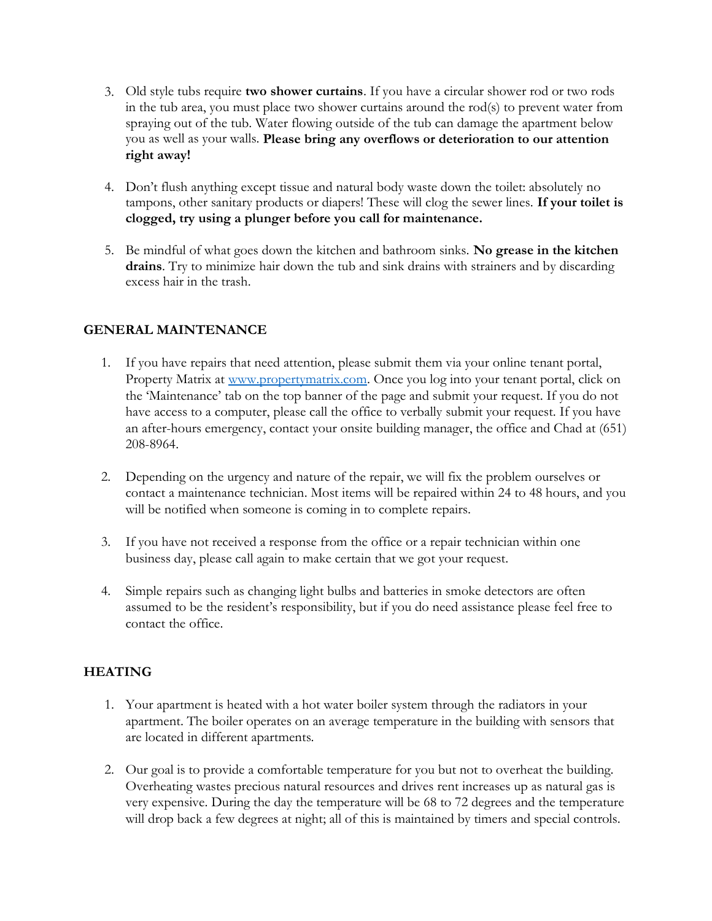3. Old style tubs require **two shower curtains**. If you have a circular shower rod or two rods in the tub area, you must place two shower curtains around the rod(s) to prevent water from spraying out of the tub. Water flowing outside of the tub can damage the apartment below you as well as your walls. **Please bring any overflows or deterioration to our attention right away!**

4. Don't flush anything except tissue and natural body waste down the toilet: absolutely no tampons, other sanitary products or diapers! These will clog the sewer lines. **If your toilet is clogged, try using a plunger before you call for maintenance.**

5. Be mindful of what goes down the kitchen and bathroom sinks. **No grease in the kitchen drains**. Try to minimize hair down the tub and sink drains with strainers and by discarding excess hair in the trash.

## GENERAL MAINTENANCE

1. If you have repairs that need attention, please submit them via your online tenant portal, Property Matrix at [www.propertymatrix.com](www.propertymatrix.com). Once you log into your tenant portal, click on the 'Maintenance' tab on the top banner of the page and submit your request. If you do not have access to a computer, please call the office to verbally submit your request. If you have an after-hours emergency, contact your onsite building manager, the office and Chad at (651) 208-8964.

2. Depending on the urgency and nature of the repair, we will fix the problem ourselves or contact a maintenance technician. Most items will be repaired within 24 to 48 hours, and you will be notified when someone is coming in to complete repairs.

3. If you have not received a response from the office or a repair technician within one business day, please call again to make certain that we got your request.

4. Simple repairs such as changing light bulbs and batteries in smoke detectors are often assumed to be the resident's responsibility, but if you do need assistance please feel free to contact the office.

## HEATING

1. Your apartment is heated with a hot water boiler system through the radiators in your apartment. The boiler operates on an average temperature in the building with sensors that are located in different apartments.

2. Our goal is to provide a comfortable temperature for you but not to overheat the building. Overheating wastes precious natural resources and drives rent increases up as natural gas is very expensive. During the day the temperature will be 68 to 72 degrees and the temperature will drop back a few degrees at night; all of this is maintained by timers and special controls.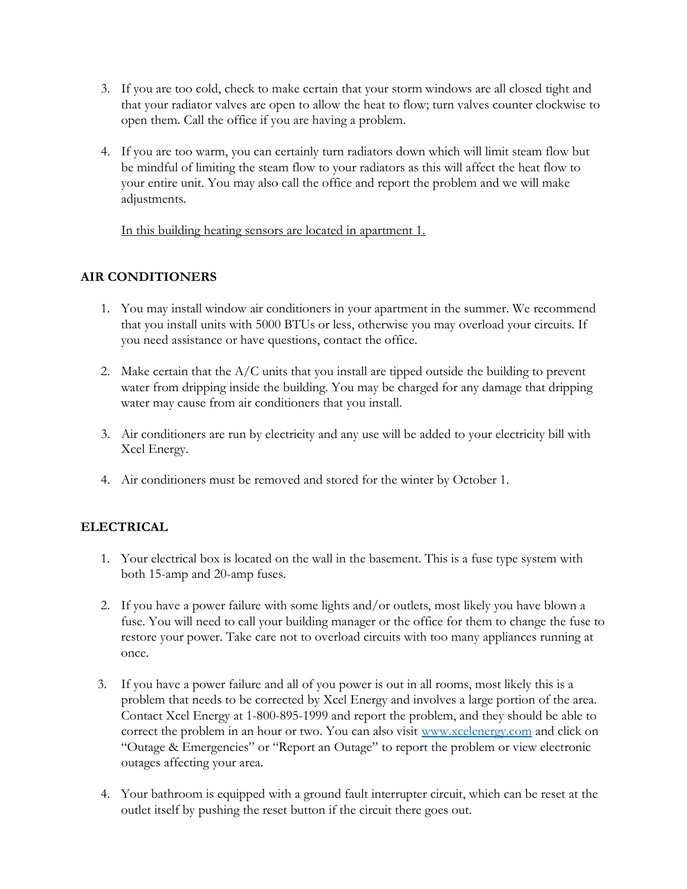3. If you are too cold, check to make certain that your storm windows are all closed tight and that your radiator valves are open to allow the heat to flow; turn valves counter clockwise to open them. Call the office if you are having a problem.

4. If you are too warm, you can certainly turn radiators down which will limit steam flow but be mindful of limiting the steam flow to your radiators as this will affect the heat flow to your entire unit. You may also call the office and report the problem and we will make adjustments.

   In this building heating sensors are located in apartment 1.

## AIR CONDITIONERS

1. You may install window air conditioners in your apartment in the summer. We recommend that you install units with 5000 BTUs or less, otherwise you may overload your circuits. If you need assistance or have questions, contact the office.

2. Make certain that the A/C units that you install are tipped outside the building to prevent water from dripping inside the building. You may be charged for any damage that dripping water may cause from air conditioners that you install.

3. Air conditioners are run by electricity and any use will be added to your electricity bill with Xcel Energy.

4. Air conditioners must be removed and stored for the winter by October 1.

## ELECTRICAL

1. Your electrical box is located on the wall in the basement. This is a fuse type system with both 15-amp and 20-amp fuses.

2. If you have a power failure with some lights and/or outlets, most likely you have blown a fuse. You will need to call your building manager or the office for them to change the fuse to restore your power. Take care not to overload circuits with too many appliances running at once.

3. If you have a power failure and all of you power is out in all rooms, most likely this is a problem that needs to be corrected by Xcel Energy and involves a large portion of the area. Contact Xcel Energy at 1-800-895-1999 and report the problem, and they should be able to correct the problem in an hour or two. You can also visit [www.xcelenergy.com](http://www.xcelenergy.com) and click on "Outage & Emergencies" or "Report an Outage" to report the problem or view electronic outages affecting your area.

4. Your bathroom is equipped with a ground fault interrupter circuit, which can be reset at the outlet itself by pushing the reset button if the circuit there goes out.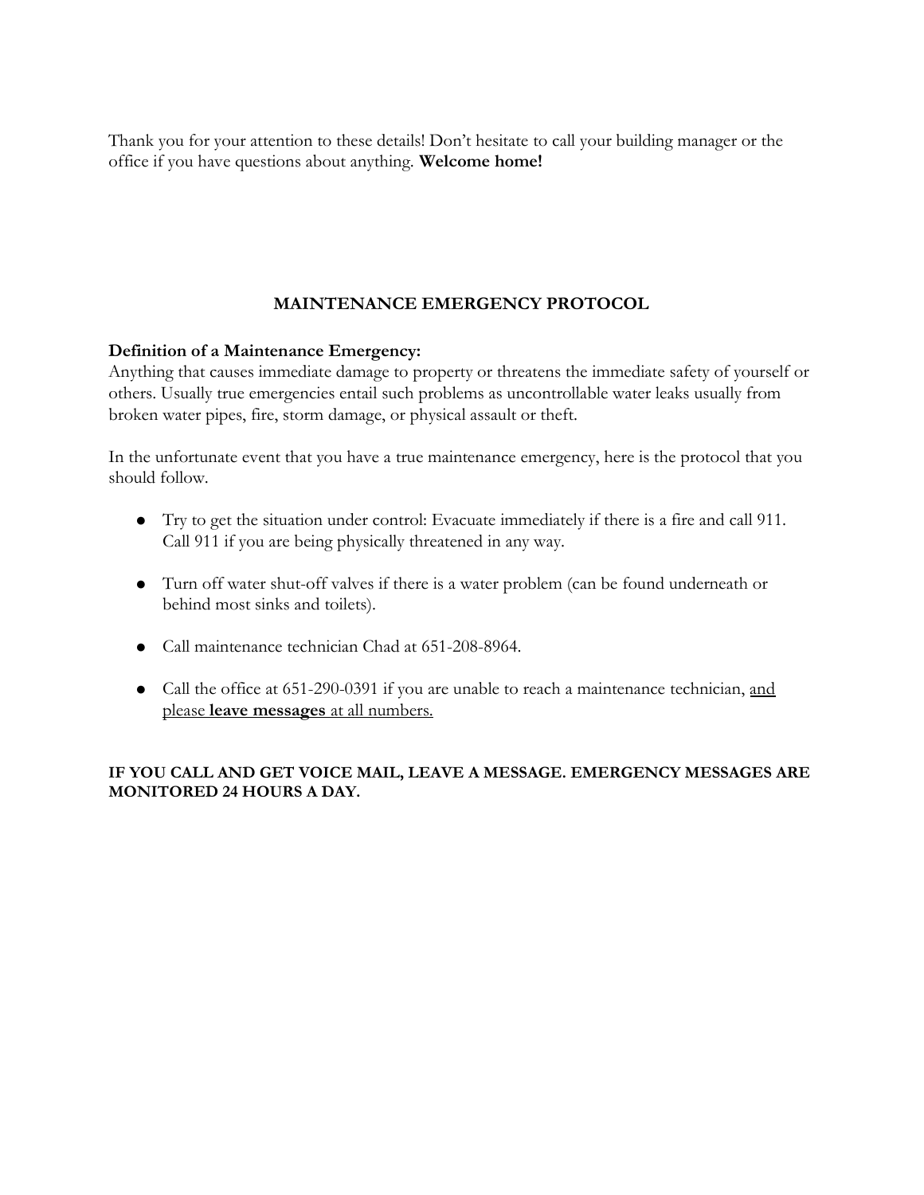Thank you for your attention to these details! Don't hesitate to call your building manager or the office if you have questions about anything. **Welcome home!**

## MAINTENANCE EMERGENCY PROTOCOL

**Definition of a Maintenance Emergency:**
Anything that causes immediate damage to property or threatens the immediate safety of yourself or others. Usually true emergencies entail such problems as uncontrollable water leaks usually from broken water pipes, fire, storm damage, or physical assault or theft.

In the unfortunate event that you have a true maintenance emergency, here is the protocol that you should follow.

- Try to get the situation under control: Evacuate immediately if there is a fire and call 911. Call 911 if you are being physically threatened in any way.
- Turn off water shut-off valves if there is a water problem (can be found underneath or behind most sinks and toilets).
- Call maintenance technician Chad at 651-208-8964.
- Call the office at 651-290-0391 if you are unable to reach a maintenance technician, <u>and please **leave messages** at all numbers.</u>

**IF YOU CALL AND GET VOICE MAIL, LEAVE A MESSAGE. EMERGENCY MESSAGES ARE MONITORED 24 HOURS A DAY.**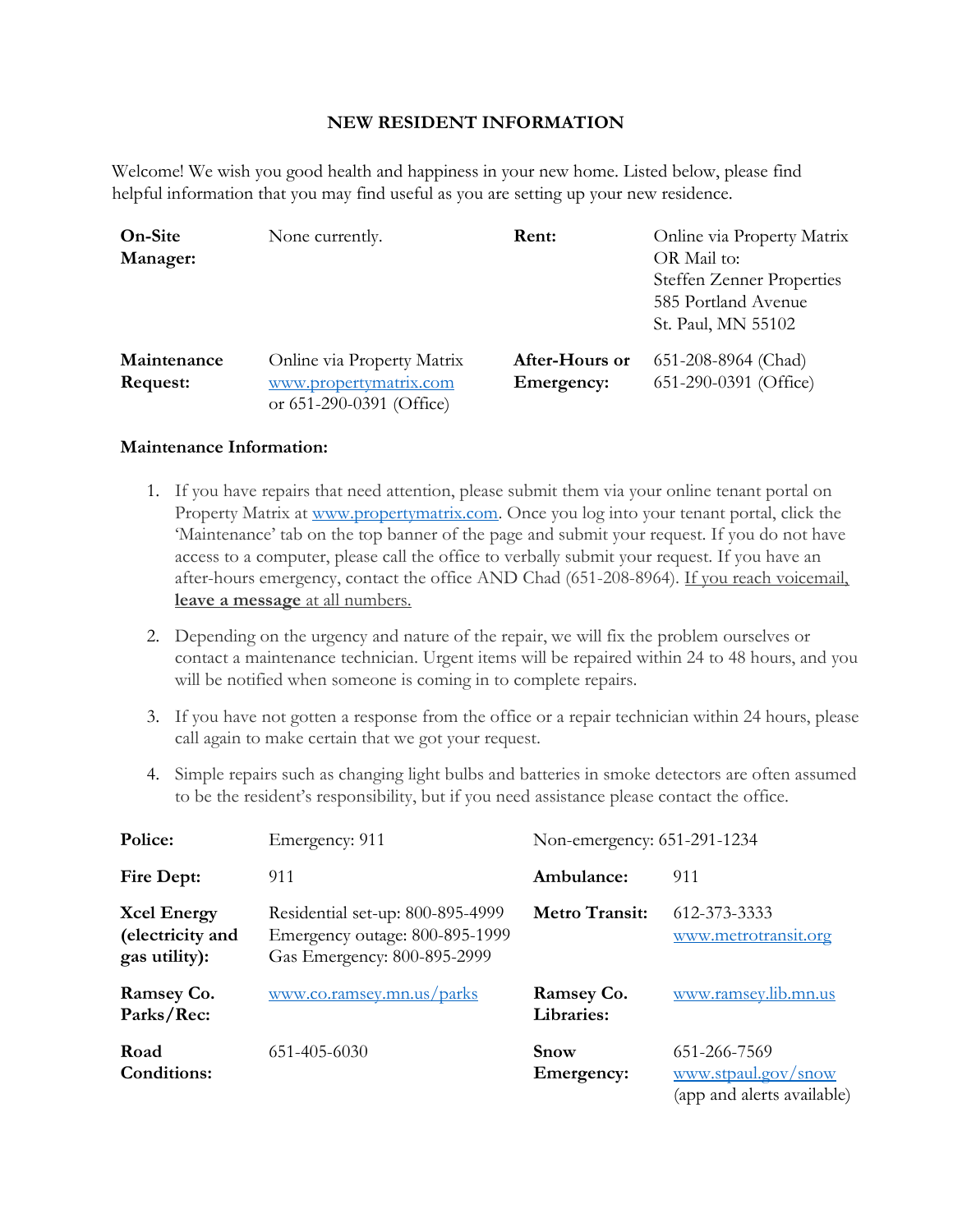# NEW RESIDENT INFORMATION

Welcome! We wish you good health and happiness in your new home. Listed below, please find helpful information that you may find useful as you are setting up your new residence.

| | | | |
|---|---|---|---|
| **On-Site Manager:** | None currently. | **Rent:** | Online via Property Matrix OR Mail to: Steffen Zenner Properties 585 Portland Avenue St. Paul, MN 55102 |
| **Maintenance Request:** | Online via Property Matrix [www.propertymatrix.com](http://www.propertymatrix.com) or 651-290-0391 (Office) | **After-Hours or Emergency:** | 651-208-8964 (Chad) 651-290-0391 (Office) |

**Maintenance Information:**

1. If you have repairs that need attention, please submit them via your online tenant portal on Property Matrix at [www.propertymatrix.com](http://www.propertymatrix.com). Once you log into your tenant portal, click the 'Maintenance' tab on the top banner of the page and submit your request. If you do not have access to a computer, please call the office to verbally submit your request. If you have an after-hours emergency, contact the office AND Chad (651-208-8964). <u>If you reach voicemail, **leave a message** at all numbers.</u>

2. Depending on the urgency and nature of the repair, we will fix the problem ourselves or contact a maintenance technician. Urgent items will be repaired within 24 to 48 hours, and you will be notified when someone is coming in to complete repairs.

3. If you have not gotten a response from the office or a repair technician within 24 hours, please call again to make certain that we got your request.

4. Simple repairs such as changing light bulbs and batteries in smoke detectors are often assumed to be the resident's responsibility, but if you need assistance please contact the office.

| | | | |
|---|---|---|---|
| **Police:** | Emergency: 911 | Non-emergency: 651-291-1234 | |
| **Fire Dept:** | 911 | **Ambulance:** | 911 |
| **Xcel Energy (electricity and gas utility):** | Residential set-up: 800-895-4999 Emergency outage: 800-895-1999 Gas Emergency: 800-895-2999 | **Metro Transit:** | 612-373-3333 [www.metrotransit.org](http://www.metrotransit.org) |
| **Ramsey Co. Parks/Rec:** | [www.co.ramsey.mn.us/parks](http://www.co.ramsey.mn.us/parks) | **Ramsey Co. Libraries:** | [www.ramsey.lib.mn.us](http://www.ramsey.lib.mn.us) |
| **Road Conditions:** | 651-405-6030 | **Snow Emergency:** | 651-266-7569 [www.stpaul.gov/snow](http://www.stpaul.gov/snow) (app and alerts available) |